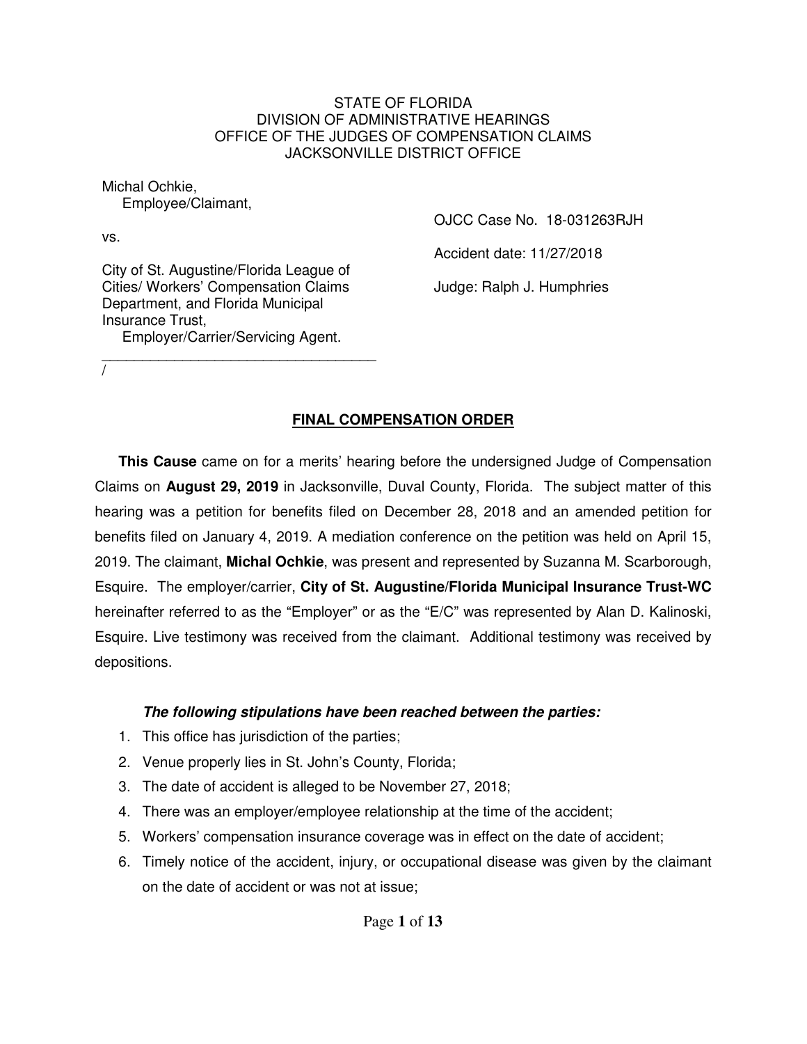STATE OF FLORIDA
DIVISION OF ADMINISTRATIVE HEARINGS
OFFICE OF THE JUDGES OF COMPENSATION CLAIMS
JACKSONVILLE DISTRICT OFFICE

Michal Ochkie,
Employee/Claimant,

vs.

City of St. Augustine/Florida League of Cities/ Workers' Compensation Claims Department, and Florida Municipal Insurance Trust,
Employer/Carrier/Servicing Agent.
___________________________________/

OJCC Case No. 18-031263RJH

Accident date: 11/27/2018

Judge: Ralph J. Humphries

## FINAL COMPENSATION ORDER

**This Cause** came on for a merits' hearing before the undersigned Judge of Compensation Claims on **August 29, 2019** in Jacksonville, Duval County, Florida. The subject matter of this hearing was a petition for benefits filed on December 28, 2018 and an amended petition for benefits filed on January 4, 2019. A mediation conference on the petition was held on April 15, 2019. The claimant, **Michal Ochkie**, was present and represented by Suzanna M. Scarborough, Esquire. The employer/carrier, **City of St. Augustine/Florida Municipal Insurance Trust-WC** hereinafter referred to as the "Employer" or as the "E/C" was represented by Alan D. Kalinoski, Esquire. Live testimony was received from the claimant. Additional testimony was received by depositions.

***The following stipulations have been reached between the parties:***

1. This office has jurisdiction of the parties;
2. Venue properly lies in St. John's County, Florida;
3. The date of accident is alleged to be November 27, 2018;
4. There was an employer/employee relationship at the time of the accident;
5. Workers' compensation insurance coverage was in effect on the date of accident;
6. Timely notice of the accident, injury, or occupational disease was given by the claimant on the date of accident or was not at issue;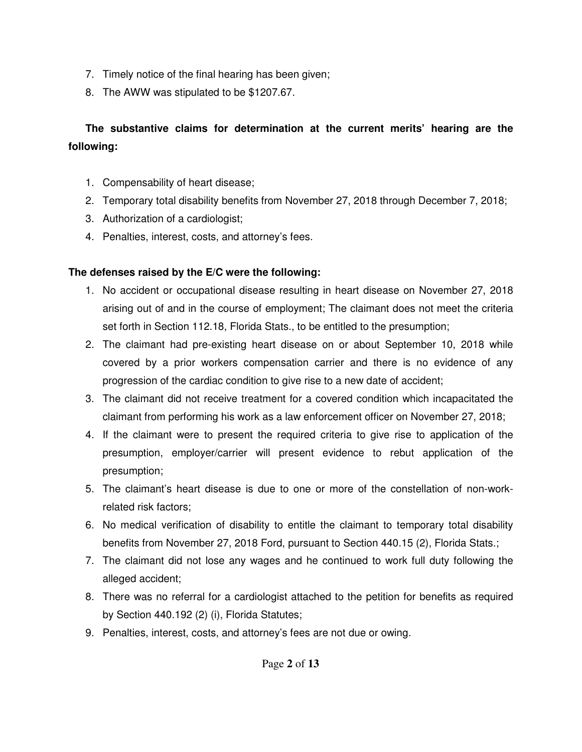7. Timely notice of the final hearing has been given;
8. The AWW was stipulated to be $1207.67.

**The substantive claims for determination at the current merits' hearing are the following:**

1. Compensability of heart disease;
2. Temporary total disability benefits from November 27, 2018 through December 7, 2018;
3. Authorization of a cardiologist;
4. Penalties, interest, costs, and attorney's fees.

**The defenses raised by the E/C were the following:**

1. No accident or occupational disease resulting in heart disease on November 27, 2018 arising out of and in the course of employment; The claimant does not meet the criteria set forth in Section 112.18, Florida Stats., to be entitled to the presumption;
2. The claimant had pre-existing heart disease on or about September 10, 2018 while covered by a prior workers compensation carrier and there is no evidence of any progression of the cardiac condition to give rise to a new date of accident;
3. The claimant did not receive treatment for a covered condition which incapacitated the claimant from performing his work as a law enforcement officer on November 27, 2018;
4. If the claimant were to present the required criteria to give rise to application of the presumption, employer/carrier will present evidence to rebut application of the presumption;
5. The claimant's heart disease is due to one or more of the constellation of non-work-related risk factors;
6. No medical verification of disability to entitle the claimant to temporary total disability benefits from November 27, 2018 Ford, pursuant to Section 440.15 (2), Florida Stats.;
7. The claimant did not lose any wages and he continued to work full duty following the alleged accident;
8. There was no referral for a cardiologist attached to the petition for benefits as required by Section 440.192 (2) (i), Florida Statutes;
9. Penalties, interest, costs, and attorney's fees are not due or owing.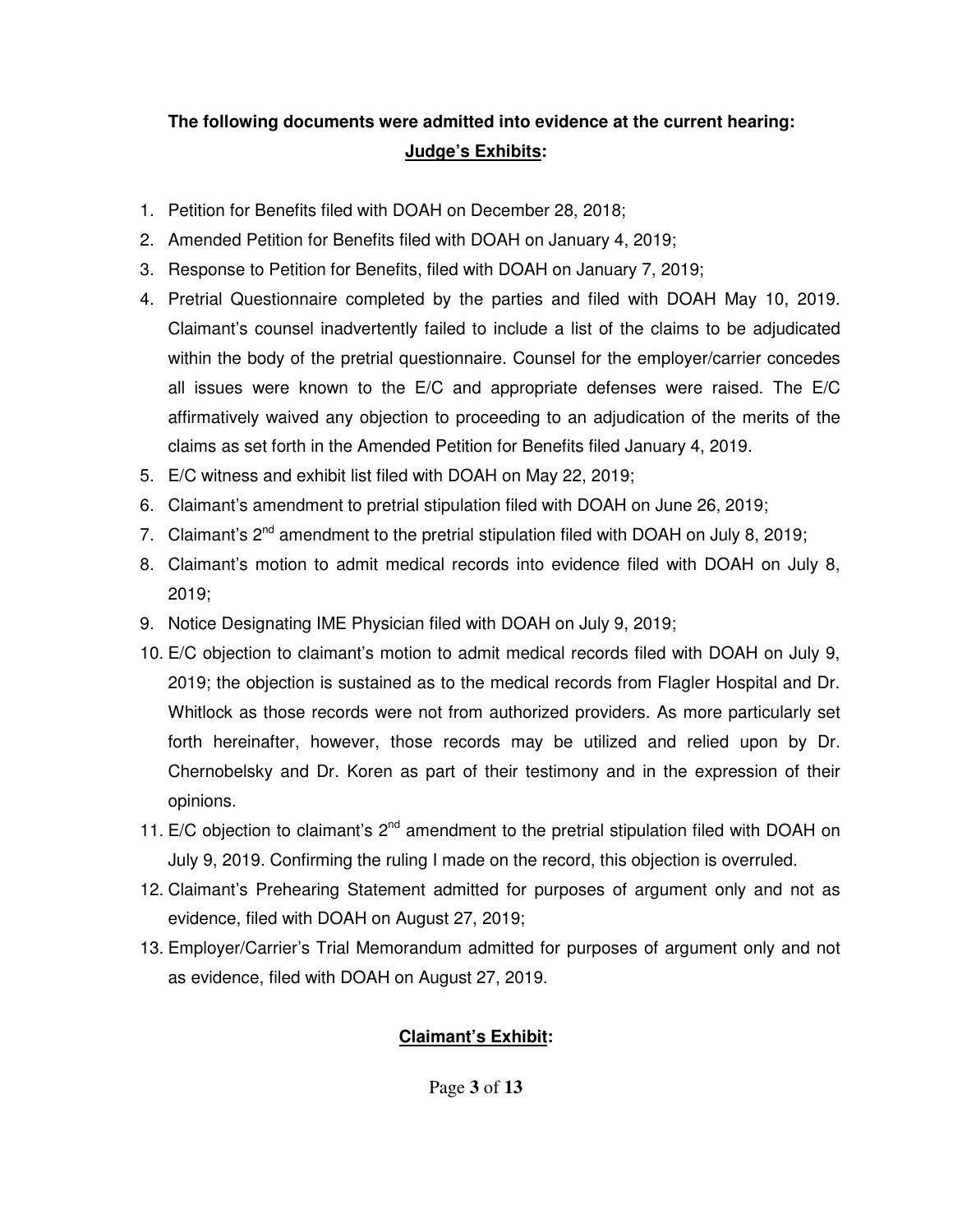**The following documents were admitted into evidence at the current hearing:**

**Judge's Exhibits:**

1. Petition for Benefits filed with DOAH on December 28, 2018;
2. Amended Petition for Benefits filed with DOAH on January 4, 2019;
3. Response to Petition for Benefits, filed with DOAH on January 7, 2019;
4. Pretrial Questionnaire completed by the parties and filed with DOAH May 10, 2019. Claimant's counsel inadvertently failed to include a list of the claims to be adjudicated within the body of the pretrial questionnaire. Counsel for the employer/carrier concedes all issues were known to the E/C and appropriate defenses were raised. The E/C affirmatively waived any objection to proceeding to an adjudication of the merits of the claims as set forth in the Amended Petition for Benefits filed January 4, 2019.
5. E/C witness and exhibit list filed with DOAH on May 22, 2019;
6. Claimant's amendment to pretrial stipulation filed with DOAH on June 26, 2019;
7. Claimant's 2nd amendment to the pretrial stipulation filed with DOAH on July 8, 2019;
8. Claimant's motion to admit medical records into evidence filed with DOAH on July 8, 2019;
9. Notice Designating IME Physician filed with DOAH on July 9, 2019;
10. E/C objection to claimant's motion to admit medical records filed with DOAH on July 9, 2019; the objection is sustained as to the medical records from Flagler Hospital and Dr. Whitlock as those records were not from authorized providers. As more particularly set forth hereinafter, however, those records may be utilized and relied upon by Dr. Chernobelsky and Dr. Koren as part of their testimony and in the expression of their opinions.
11. E/C objection to claimant's 2nd amendment to the pretrial stipulation filed with DOAH on July 9, 2019. Confirming the ruling I made on the record, this objection is overruled.
12. Claimant's Prehearing Statement admitted for purposes of argument only and not as evidence, filed with DOAH on August 27, 2019;
13. Employer/Carrier's Trial Memorandum admitted for purposes of argument only and not as evidence, filed with DOAH on August 27, 2019.

**Claimant's Exhibit:**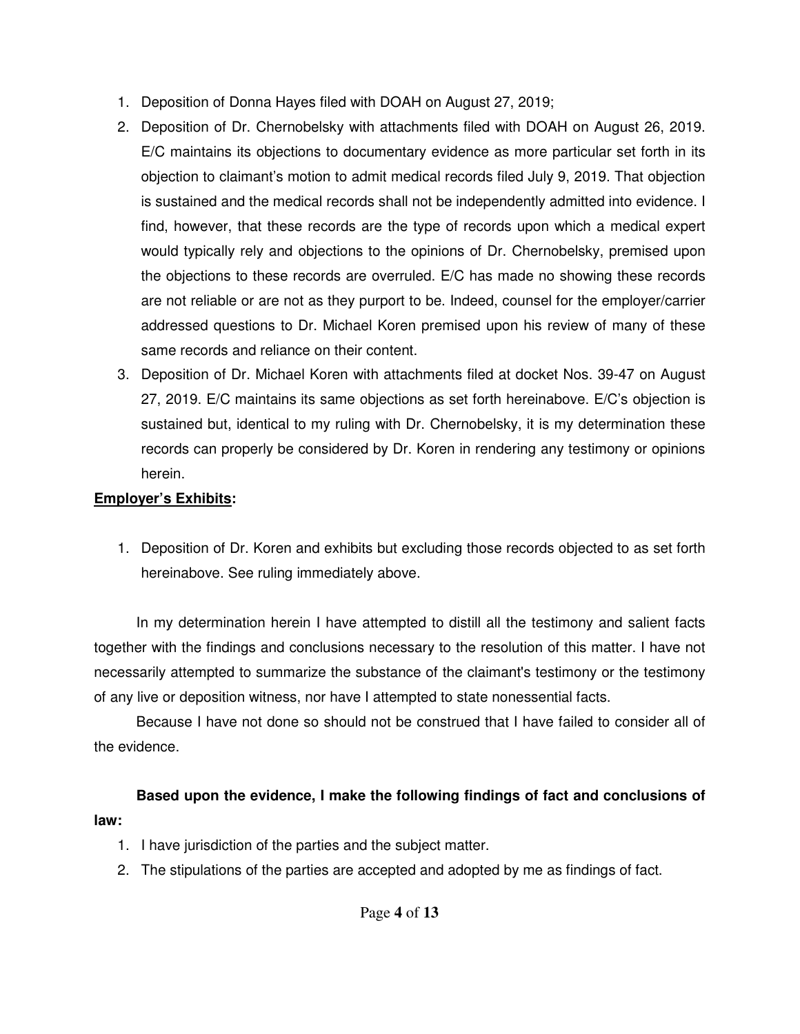1. Deposition of Donna Hayes filed with DOAH on August 27, 2019;
2. Deposition of Dr. Chernobelsky with attachments filed with DOAH on August 26, 2019. E/C maintains its objections to documentary evidence as more particular set forth in its objection to claimant's motion to admit medical records filed July 9, 2019. That objection is sustained and the medical records shall not be independently admitted into evidence. I find, however, that these records are the type of records upon which a medical expert would typically rely and objections to the opinions of Dr. Chernobelsky, premised upon the objections to these records are overruled. E/C has made no showing these records are not reliable or are not as they purport to be. Indeed, counsel for the employer/carrier addressed questions to Dr. Michael Koren premised upon his review of many of these same records and reliance on their content.
3. Deposition of Dr. Michael Koren with attachments filed at docket Nos. 39-47 on August 27, 2019. E/C maintains its same objections as set forth hereinabove. E/C's objection is sustained but, identical to my ruling with Dr. Chernobelsky, it is my determination these records can properly be considered by Dr. Koren in rendering any testimony or opinions herein.

**Employer's Exhibits:**

1. Deposition of Dr. Koren and exhibits but excluding those records objected to as set forth hereinabove. See ruling immediately above.

In my determination herein I have attempted to distill all the testimony and salient facts together with the findings and conclusions necessary to the resolution of this matter. I have not necessarily attempted to summarize the substance of the claimant's testimony or the testimony of any live or deposition witness, nor have I attempted to state nonessential facts.

Because I have not done so should not be construed that I have failed to consider all of the evidence.

**Based upon the evidence, I make the following findings of fact and conclusions of law:**

1. I have jurisdiction of the parties and the subject matter.
2. The stipulations of the parties are accepted and adopted by me as findings of fact.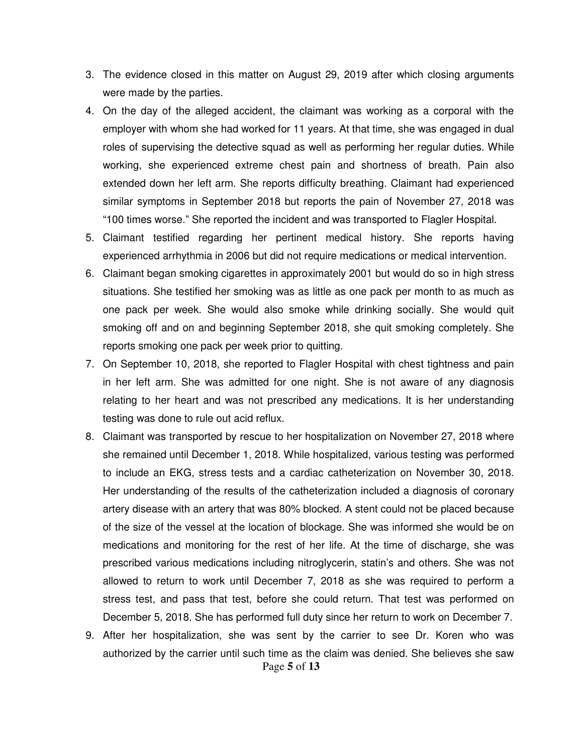3. The evidence closed in this matter on August 29, 2019 after which closing arguments were made by the parties.
4. On the day of the alleged accident, the claimant was working as a corporal with the employer with whom she had worked for 11 years. At that time, she was engaged in dual roles of supervising the detective squad as well as performing her regular duties. While working, she experienced extreme chest pain and shortness of breath. Pain also extended down her left arm. She reports difficulty breathing. Claimant had experienced similar symptoms in September 2018 but reports the pain of November 27, 2018 was "100 times worse." She reported the incident and was transported to Flagler Hospital.
5. Claimant testified regarding her pertinent medical history. She reports having experienced arrhythmia in 2006 but did not require medications or medical intervention.
6. Claimant began smoking cigarettes in approximately 2001 but would do so in high stress situations. She testified her smoking was as little as one pack per month to as much as one pack per week. She would also smoke while drinking socially. She would quit smoking off and on and beginning September 2018, she quit smoking completely. She reports smoking one pack per week prior to quitting.
7. On September 10, 2018, she reported to Flagler Hospital with chest tightness and pain in her left arm. She was admitted for one night. She is not aware of any diagnosis relating to her heart and was not prescribed any medications. It is her understanding testing was done to rule out acid reflux.
8. Claimant was transported by rescue to her hospitalization on November 27, 2018 where she remained until December 1, 2018. While hospitalized, various testing was performed to include an EKG, stress tests and a cardiac catheterization on November 30, 2018. Her understanding of the results of the catheterization included a diagnosis of coronary artery disease with an artery that was 80% blocked. A stent could not be placed because of the size of the vessel at the location of blockage. She was informed she would be on medications and monitoring for the rest of her life. At the time of discharge, she was prescribed various medications including nitroglycerin, statin's and others. She was not allowed to return to work until December 7, 2018 as she was required to perform a stress test, and pass that test, before she could return. That test was performed on December 5, 2018. She has performed full duty since her return to work on December 7.
9. After her hospitalization, she was sent by the carrier to see Dr. Koren who was authorized by the carrier until such time as the claim was denied. She believes she saw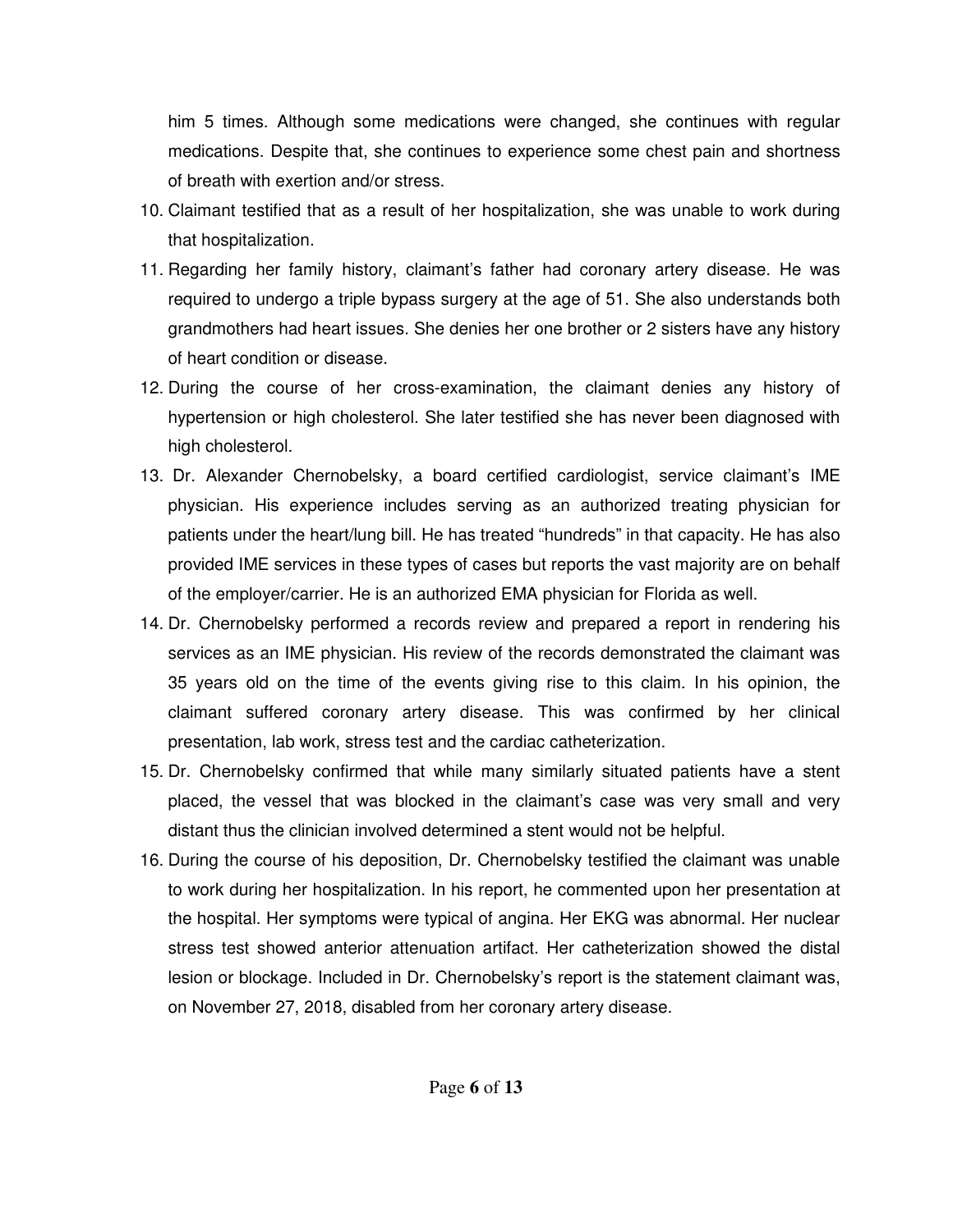him 5 times. Although some medications were changed, she continues with regular medications. Despite that, she continues to experience some chest pain and shortness of breath with exertion and/or stress.

10. Claimant testified that as a result of her hospitalization, she was unable to work during that hospitalization.
11. Regarding her family history, claimant's father had coronary artery disease. He was required to undergo a triple bypass surgery at the age of 51. She also understands both grandmothers had heart issues. She denies her one brother or 2 sisters have any history of heart condition or disease.
12. During the course of her cross-examination, the claimant denies any history of hypertension or high cholesterol. She later testified she has never been diagnosed with high cholesterol.
13. Dr. Alexander Chernobelsky, a board certified cardiologist, service claimant's IME physician. His experience includes serving as an authorized treating physician for patients under the heart/lung bill. He has treated "hundreds" in that capacity. He has also provided IME services in these types of cases but reports the vast majority are on behalf of the employer/carrier. He is an authorized EMA physician for Florida as well.
14. Dr. Chernobelsky performed a records review and prepared a report in rendering his services as an IME physician. His review of the records demonstrated the claimant was 35 years old on the time of the events giving rise to this claim. In his opinion, the claimant suffered coronary artery disease. This was confirmed by her clinical presentation, lab work, stress test and the cardiac catheterization.
15. Dr. Chernobelsky confirmed that while many similarly situated patients have a stent placed, the vessel that was blocked in the claimant's case was very small and very distant thus the clinician involved determined a stent would not be helpful.
16. During the course of his deposition, Dr. Chernobelsky testified the claimant was unable to work during her hospitalization. In his report, he commented upon her presentation at the hospital. Her symptoms were typical of angina. Her EKG was abnormal. Her nuclear stress test showed anterior attenuation artifact. Her catheterization showed the distal lesion or blockage. Included in Dr. Chernobelsky's report is the statement claimant was, on November 27, 2018, disabled from her coronary artery disease.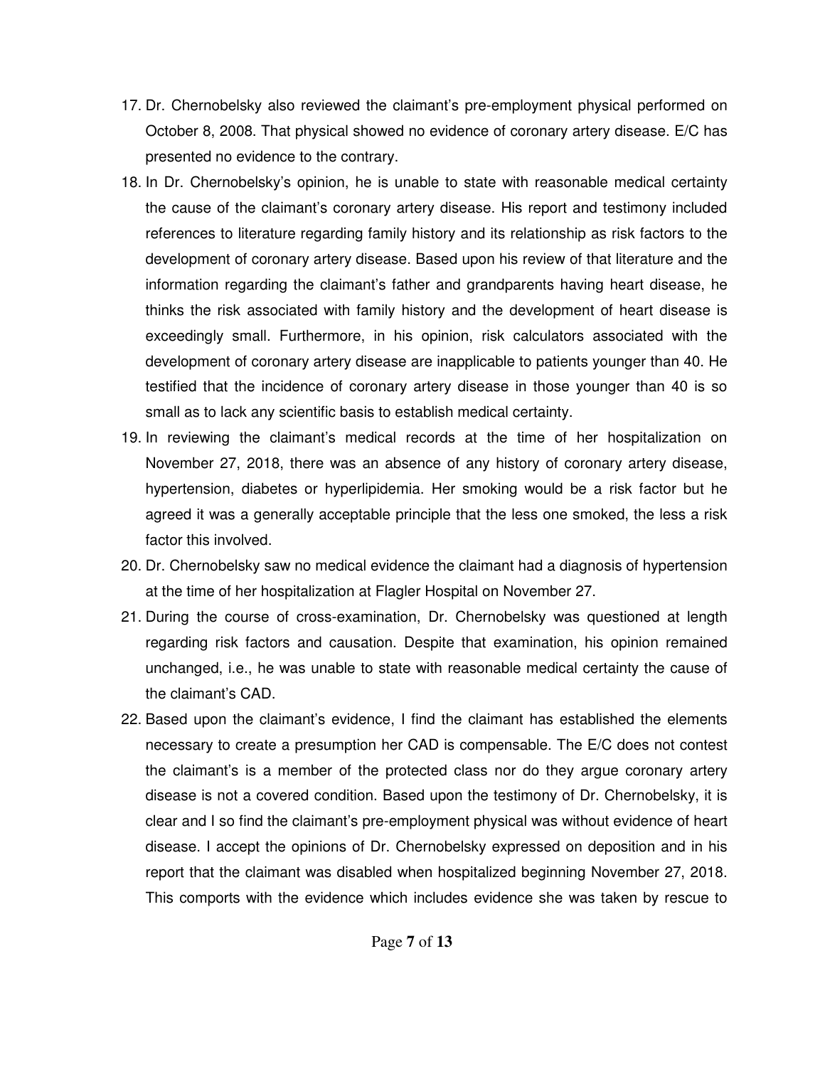17. Dr. Chernobelsky also reviewed the claimant's pre-employment physical performed on October 8, 2008. That physical showed no evidence of coronary artery disease. E/C has presented no evidence to the contrary.
18. In Dr. Chernobelsky's opinion, he is unable to state with reasonable medical certainty the cause of the claimant's coronary artery disease. His report and testimony included references to literature regarding family history and its relationship as risk factors to the development of coronary artery disease. Based upon his review of that literature and the information regarding the claimant's father and grandparents having heart disease, he thinks the risk associated with family history and the development of heart disease is exceedingly small. Furthermore, in his opinion, risk calculators associated with the development of coronary artery disease are inapplicable to patients younger than 40. He testified that the incidence of coronary artery disease in those younger than 40 is so small as to lack any scientific basis to establish medical certainty.
19. In reviewing the claimant's medical records at the time of her hospitalization on November 27, 2018, there was an absence of any history of coronary artery disease, hypertension, diabetes or hyperlipidemia. Her smoking would be a risk factor but he agreed it was a generally acceptable principle that the less one smoked, the less a risk factor this involved.
20. Dr. Chernobelsky saw no medical evidence the claimant had a diagnosis of hypertension at the time of her hospitalization at Flagler Hospital on November 27.
21. During the course of cross-examination, Dr. Chernobelsky was questioned at length regarding risk factors and causation. Despite that examination, his opinion remained unchanged, i.e., he was unable to state with reasonable medical certainty the cause of the claimant's CAD.
22. Based upon the claimant's evidence, I find the claimant has established the elements necessary to create a presumption her CAD is compensable. The E/C does not contest the claimant's is a member of the protected class nor do they argue coronary artery disease is not a covered condition. Based upon the testimony of Dr. Chernobelsky, it is clear and I so find the claimant's pre-employment physical was without evidence of heart disease. I accept the opinions of Dr. Chernobelsky expressed on deposition and in his report that the claimant was disabled when hospitalized beginning November 27, 2018. This comports with the evidence which includes evidence she was taken by rescue to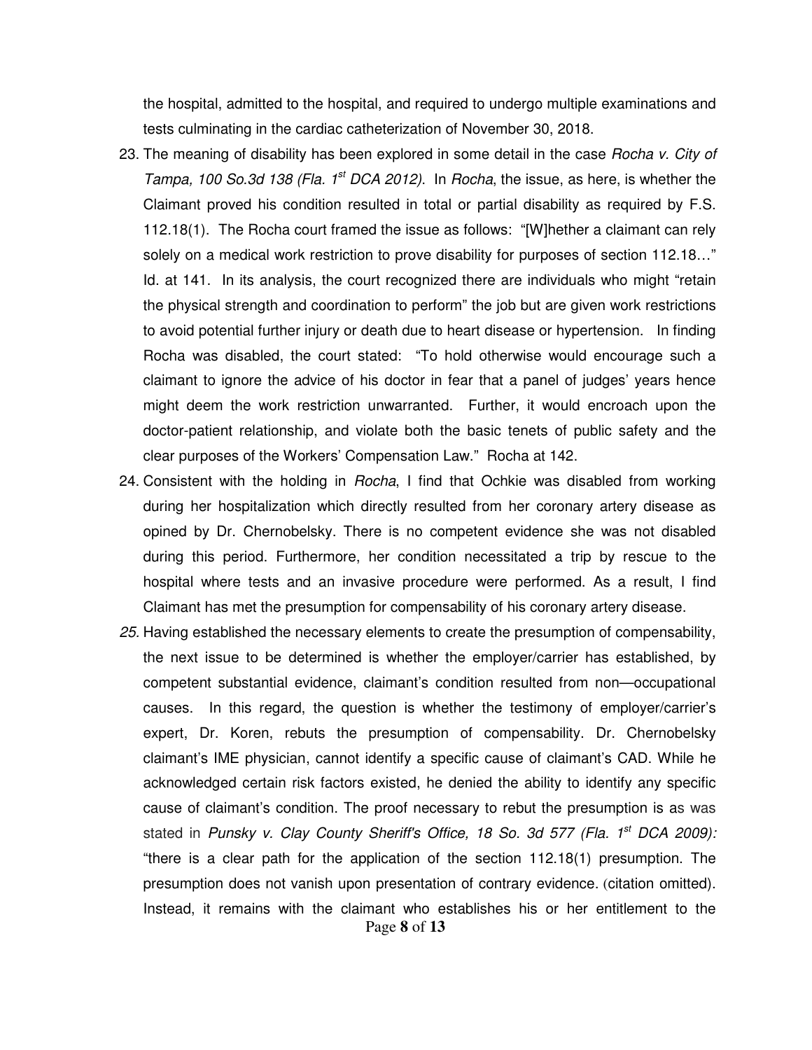the hospital, admitted to the hospital, and required to undergo multiple examinations and tests culminating in the cardiac catheterization of November 30, 2018.

23. The meaning of disability has been explored in some detail in the case *Rocha v. City of Tampa, 100 So.3d 138 (Fla. 1st DCA 2012)*. In *Rocha*, the issue, as here, is whether the Claimant proved his condition resulted in total or partial disability as required by F.S. 112.18(1). The Rocha court framed the issue as follows: "[W]hether a claimant can rely solely on a medical work restriction to prove disability for purposes of section 112.18…" Id. at 141. In its analysis, the court recognized there are individuals who might "retain the physical strength and coordination to perform" the job but are given work restrictions to avoid potential further injury or death due to heart disease or hypertension. In finding Rocha was disabled, the court stated: "To hold otherwise would encourage such a claimant to ignore the advice of his doctor in fear that a panel of judges' years hence might deem the work restriction unwarranted. Further, it would encroach upon the doctor-patient relationship, and violate both the basic tenets of public safety and the clear purposes of the Workers' Compensation Law." Rocha at 142.

24. Consistent with the holding in *Rocha*, I find that Ochkie was disabled from working during her hospitalization which directly resulted from her coronary artery disease as opined by Dr. Chernobelsky. There is no competent evidence she was not disabled during this period. Furthermore, her condition necessitated a trip by rescue to the hospital where tests and an invasive procedure were performed. As a result, I find Claimant has met the presumption for compensability of his coronary artery disease.

25. Having established the necessary elements to create the presumption of compensability, the next issue to be determined is whether the employer/carrier has established, by competent substantial evidence, claimant's condition resulted from non—occupational causes. In this regard, the question is whether the testimony of employer/carrier's expert, Dr. Koren, rebuts the presumption of compensability. Dr. Chernobelsky claimant's IME physician, cannot identify a specific cause of claimant's CAD. While he acknowledged certain risk factors existed, he denied the ability to identify any specific cause of claimant's condition. The proof necessary to rebut the presumption is as was stated in *Punsky v. Clay County Sheriff's Office, 18 So. 3d 577 (Fla. 1st DCA 2009):* "there is a clear path for the application of the section 112.18(1) presumption. The presumption does not vanish upon presentation of contrary evidence. (citation omitted). Instead, it remains with the claimant who establishes his or her entitlement to the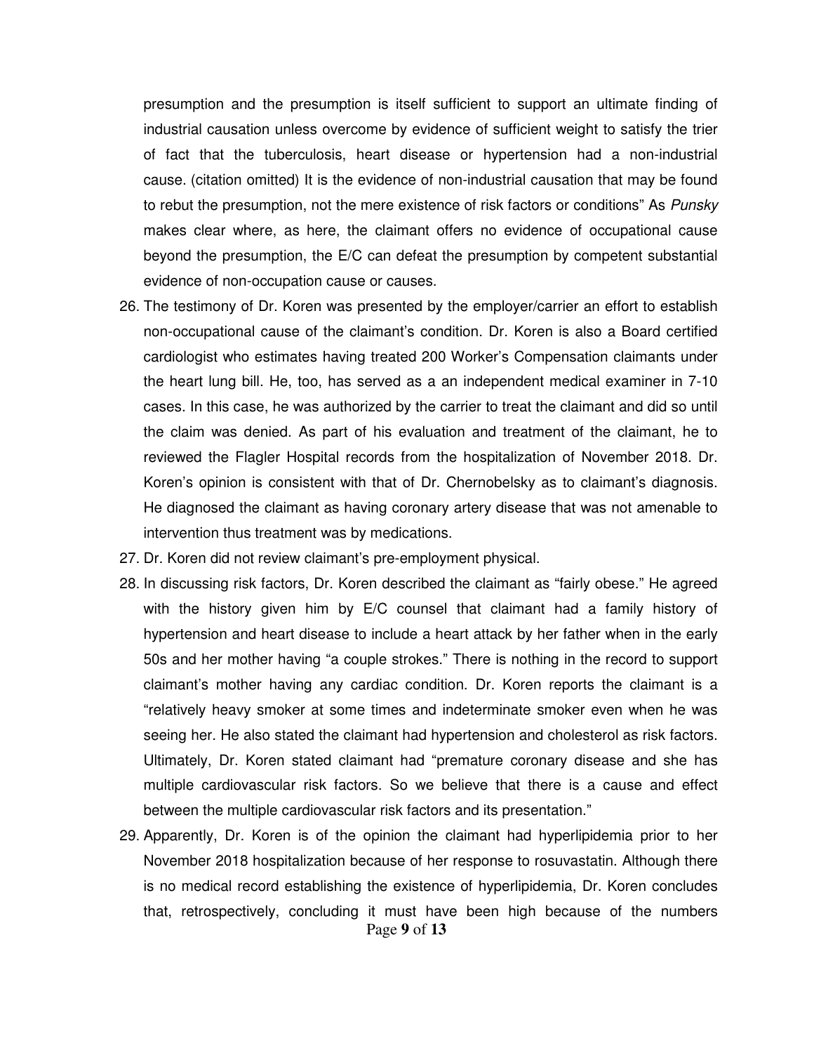presumption and the presumption is itself sufficient to support an ultimate finding of industrial causation unless overcome by evidence of sufficient weight to satisfy the trier of fact that the tuberculosis, heart disease or hypertension had a non-industrial cause. (citation omitted) It is the evidence of non-industrial causation that may be found to rebut the presumption, not the mere existence of risk factors or conditions" As *Punsky* makes clear where, as here, the claimant offers no evidence of occupational cause beyond the presumption, the E/C can defeat the presumption by competent substantial evidence of non-occupation cause or causes.

26. The testimony of Dr. Koren was presented by the employer/carrier an effort to establish non-occupational cause of the claimant's condition. Dr. Koren is also a Board certified cardiologist who estimates having treated 200 Worker's Compensation claimants under the heart lung bill. He, too, has served as a an independent medical examiner in 7-10 cases. In this case, he was authorized by the carrier to treat the claimant and did so until the claim was denied. As part of his evaluation and treatment of the claimant, he to reviewed the Flagler Hospital records from the hospitalization of November 2018. Dr. Koren's opinion is consistent with that of Dr. Chernobelsky as to claimant's diagnosis. He diagnosed the claimant as having coronary artery disease that was not amenable to intervention thus treatment was by medications.
27. Dr. Koren did not review claimant's pre-employment physical.
28. In discussing risk factors, Dr. Koren described the claimant as "fairly obese." He agreed with the history given him by E/C counsel that claimant had a family history of hypertension and heart disease to include a heart attack by her father when in the early 50s and her mother having "a couple strokes." There is nothing in the record to support claimant's mother having any cardiac condition. Dr. Koren reports the claimant is a "relatively heavy smoker at some times and indeterminate smoker even when he was seeing her. He also stated the claimant had hypertension and cholesterol as risk factors. Ultimately, Dr. Koren stated claimant had "premature coronary disease and she has multiple cardiovascular risk factors. So we believe that there is a cause and effect between the multiple cardiovascular risk factors and its presentation."
29. Apparently, Dr. Koren is of the opinion the claimant had hyperlipidemia prior to her November 2018 hospitalization because of her response to rosuvastatin. Although there is no medical record establishing the existence of hyperlipidemia, Dr. Koren concludes that, retrospectively, concluding it must have been high because of the numbers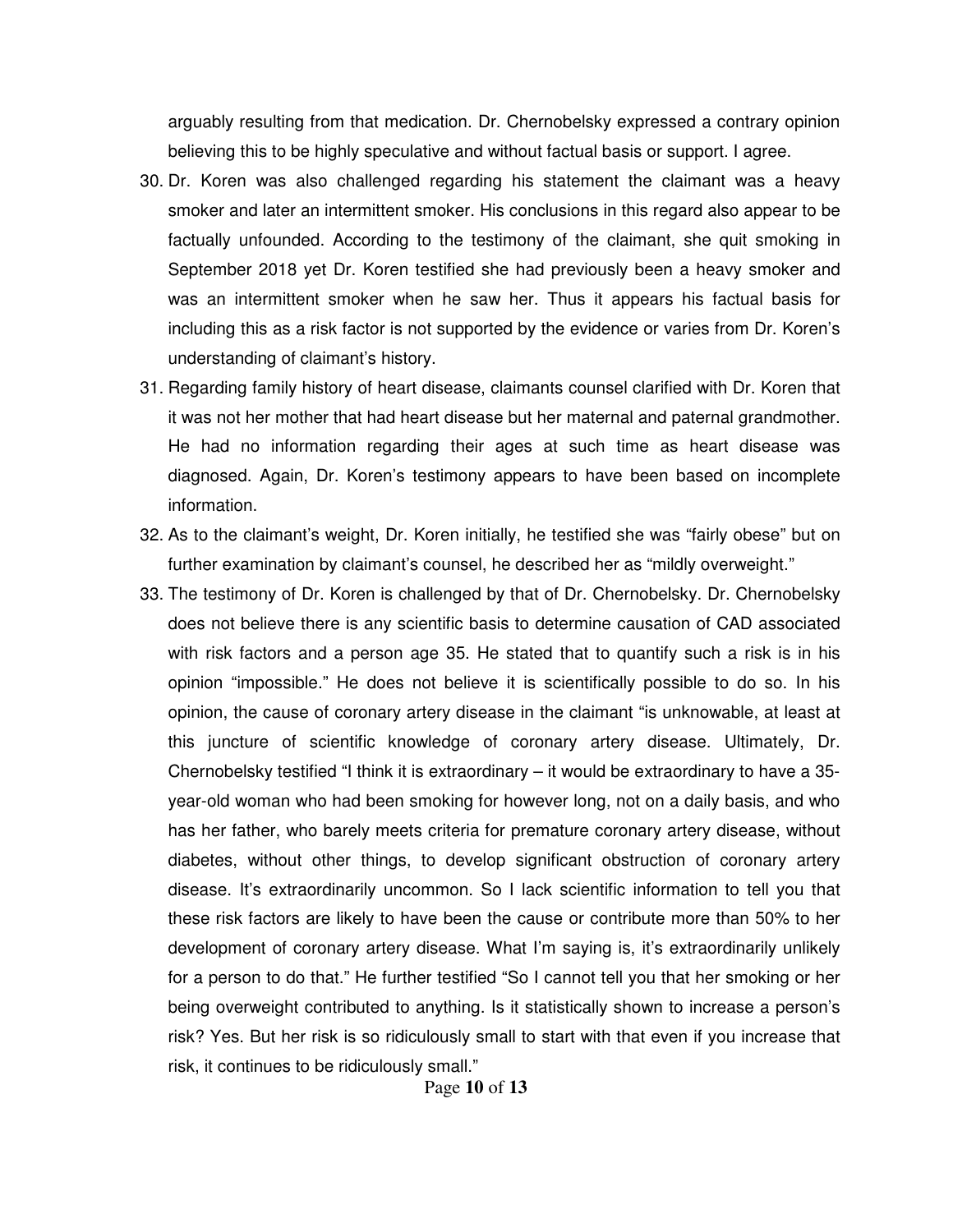arguably resulting from that medication. Dr. Chernobelsky expressed a contrary opinion believing this to be highly speculative and without factual basis or support. I agree.

30. Dr. Koren was also challenged regarding his statement the claimant was a heavy smoker and later an intermittent smoker. His conclusions in this regard also appear to be factually unfounded. According to the testimony of the claimant, she quit smoking in September 2018 yet Dr. Koren testified she had previously been a heavy smoker and was an intermittent smoker when he saw her. Thus it appears his factual basis for including this as a risk factor is not supported by the evidence or varies from Dr. Koren's understanding of claimant's history.
31. Regarding family history of heart disease, claimants counsel clarified with Dr. Koren that it was not her mother that had heart disease but her maternal and paternal grandmother. He had no information regarding their ages at such time as heart disease was diagnosed. Again, Dr. Koren's testimony appears to have been based on incomplete information.
32. As to the claimant's weight, Dr. Koren initially, he testified she was "fairly obese" but on further examination by claimant's counsel, he described her as "mildly overweight."
33. The testimony of Dr. Koren is challenged by that of Dr. Chernobelsky. Dr. Chernobelsky does not believe there is any scientific basis to determine causation of CAD associated with risk factors and a person age 35. He stated that to quantify such a risk is in his opinion "impossible." He does not believe it is scientifically possible to do so. In his opinion, the cause of coronary artery disease in the claimant "is unknowable, at least at this juncture of scientific knowledge of coronary artery disease. Ultimately, Dr. Chernobelsky testified "I think it is extraordinary – it would be extraordinary to have a 35-year-old woman who had been smoking for however long, not on a daily basis, and who has her father, who barely meets criteria for premature coronary artery disease, without diabetes, without other things, to develop significant obstruction of coronary artery disease. It's extraordinarily uncommon. So I lack scientific information to tell you that these risk factors are likely to have been the cause or contribute more than 50% to her development of coronary artery disease. What I'm saying is, it's extraordinarily unlikely for a person to do that." He further testified "So I cannot tell you that her smoking or her being overweight contributed to anything. Is it statistically shown to increase a person's risk? Yes. But her risk is so ridiculously small to start with that even if you increase that risk, it continues to be ridiculously small."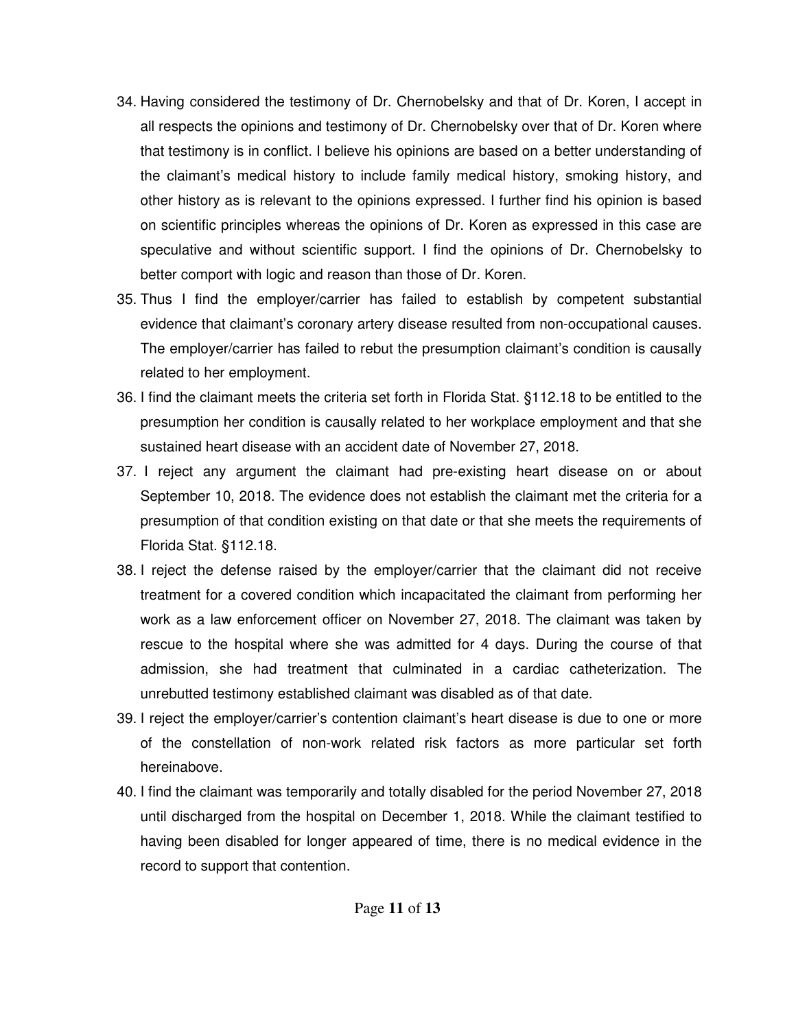34. Having considered the testimony of Dr. Chernobelsky and that of Dr. Koren, I accept in all respects the opinions and testimony of Dr. Chernobelsky over that of Dr. Koren where that testimony is in conflict. I believe his opinions are based on a better understanding of the claimant's medical history to include family medical history, smoking history, and other history as is relevant to the opinions expressed. I further find his opinion is based on scientific principles whereas the opinions of Dr. Koren as expressed in this case are speculative and without scientific support. I find the opinions of Dr. Chernobelsky to better comport with logic and reason than those of Dr. Koren.
35. Thus I find the employer/carrier has failed to establish by competent substantial evidence that claimant's coronary artery disease resulted from non-occupational causes. The employer/carrier has failed to rebut the presumption claimant's condition is causally related to her employment.
36. I find the claimant meets the criteria set forth in Florida Stat. §112.18 to be entitled to the presumption her condition is causally related to her workplace employment and that she sustained heart disease with an accident date of November 27, 2018.
37. I reject any argument the claimant had pre-existing heart disease on or about September 10, 2018. The evidence does not establish the claimant met the criteria for a presumption of that condition existing on that date or that she meets the requirements of Florida Stat. §112.18.
38. I reject the defense raised by the employer/carrier that the claimant did not receive treatment for a covered condition which incapacitated the claimant from performing her work as a law enforcement officer on November 27, 2018. The claimant was taken by rescue to the hospital where she was admitted for 4 days. During the course of that admission, she had treatment that culminated in a cardiac catheterization. The unrebutted testimony established claimant was disabled as of that date.
39. I reject the employer/carrier's contention claimant's heart disease is due to one or more of the constellation of non-work related risk factors as more particular set forth hereinabove.
40. I find the claimant was temporarily and totally disabled for the period November 27, 2018 until discharged from the hospital on December 1, 2018. While the claimant testified to having been disabled for longer appeared of time, there is no medical evidence in the record to support that contention.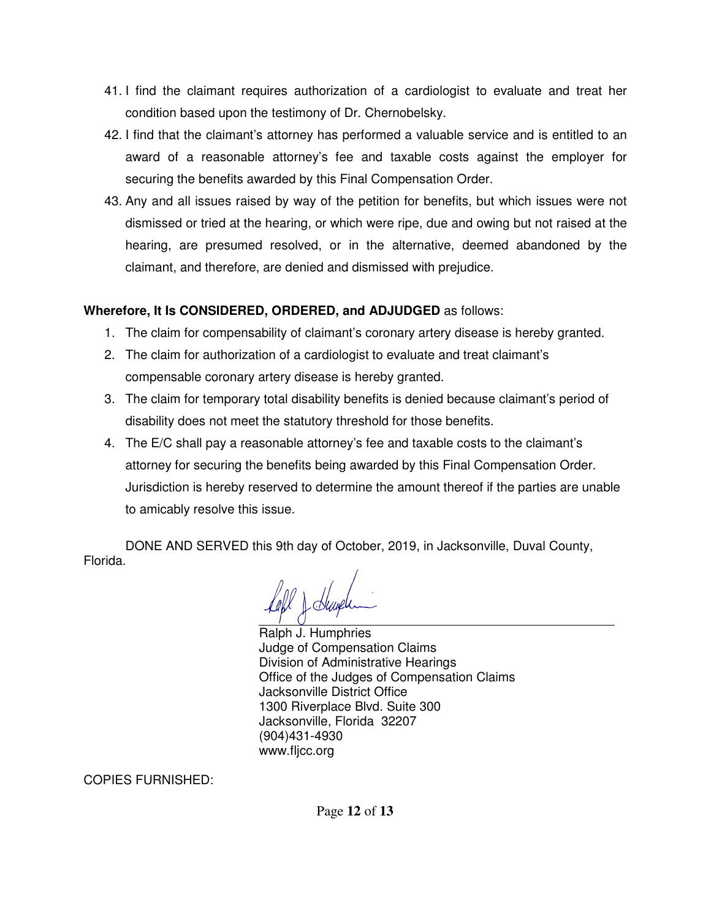41. I find the claimant requires authorization of a cardiologist to evaluate and treat her condition based upon the testimony of Dr. Chernobelsky.
42. I find that the claimant's attorney has performed a valuable service and is entitled to an award of a reasonable attorney's fee and taxable costs against the employer for securing the benefits awarded by this Final Compensation Order.
43. Any and all issues raised by way of the petition for benefits, but which issues were not dismissed or tried at the hearing, or which were ripe, due and owing but not raised at the hearing, are presumed resolved, or in the alternative, deemed abandoned by the claimant, and therefore, are denied and dismissed with prejudice.

**Wherefore, It Is CONSIDERED, ORDERED, and ADJUDGED** as follows:

1. The claim for compensability of claimant's coronary artery disease is hereby granted.
2. The claim for authorization of a cardiologist to evaluate and treat claimant's compensable coronary artery disease is hereby granted.
3. The claim for temporary total disability benefits is denied because claimant's period of disability does not meet the statutory threshold for those benefits.
4. The E/C shall pay a reasonable attorney's fee and taxable costs to the claimant's attorney for securing the benefits being awarded by this Final Compensation Order. Jurisdiction is hereby reserved to determine the amount thereof if the parties are unable to amicably resolve this issue.

DONE AND SERVED this 9th day of October, 2019, in Jacksonville, Duval County, Florida.

Ralph J. Humphries
Judge of Compensation Claims
Division of Administrative Hearings
Office of the Judges of Compensation Claims
Jacksonville District Office
1300 Riverplace Blvd. Suite 300
Jacksonville, Florida 32207
(904)431-4930
www.fljcc.org

COPIES FURNISHED: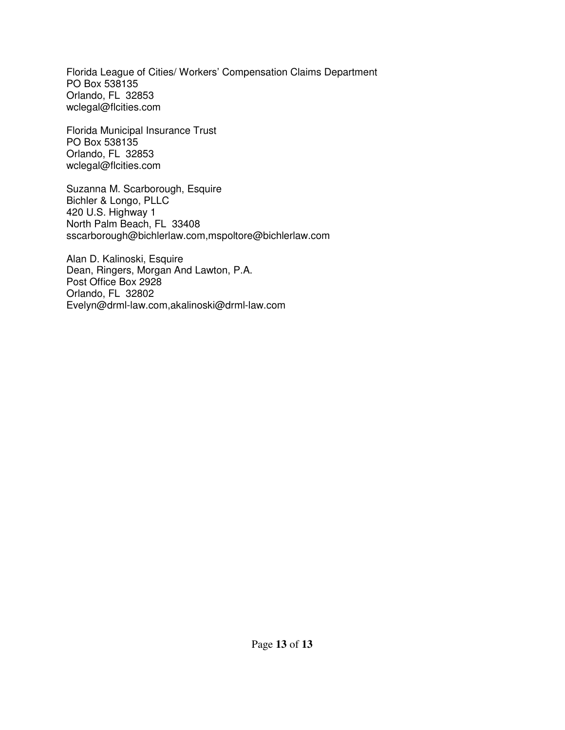Florida League of Cities/ Workers' Compensation Claims Department
PO Box 538135
Orlando, FL 32853
wclegal@flcities.com

Florida Municipal Insurance Trust
PO Box 538135
Orlando, FL 32853
wclegal@flcities.com

Suzanna M. Scarborough, Esquire
Bichler & Longo, PLLC
420 U.S. Highway 1
North Palm Beach, FL 33408
sscarborough@bichlerlaw.com,mspoltore@bichlerlaw.com

Alan D. Kalinoski, Esquire
Dean, Ringers, Morgan And Lawton, P.A.
Post Office Box 2928
Orlando, FL 32802
Evelyn@drml-law.com,akalinoski@drml-law.com